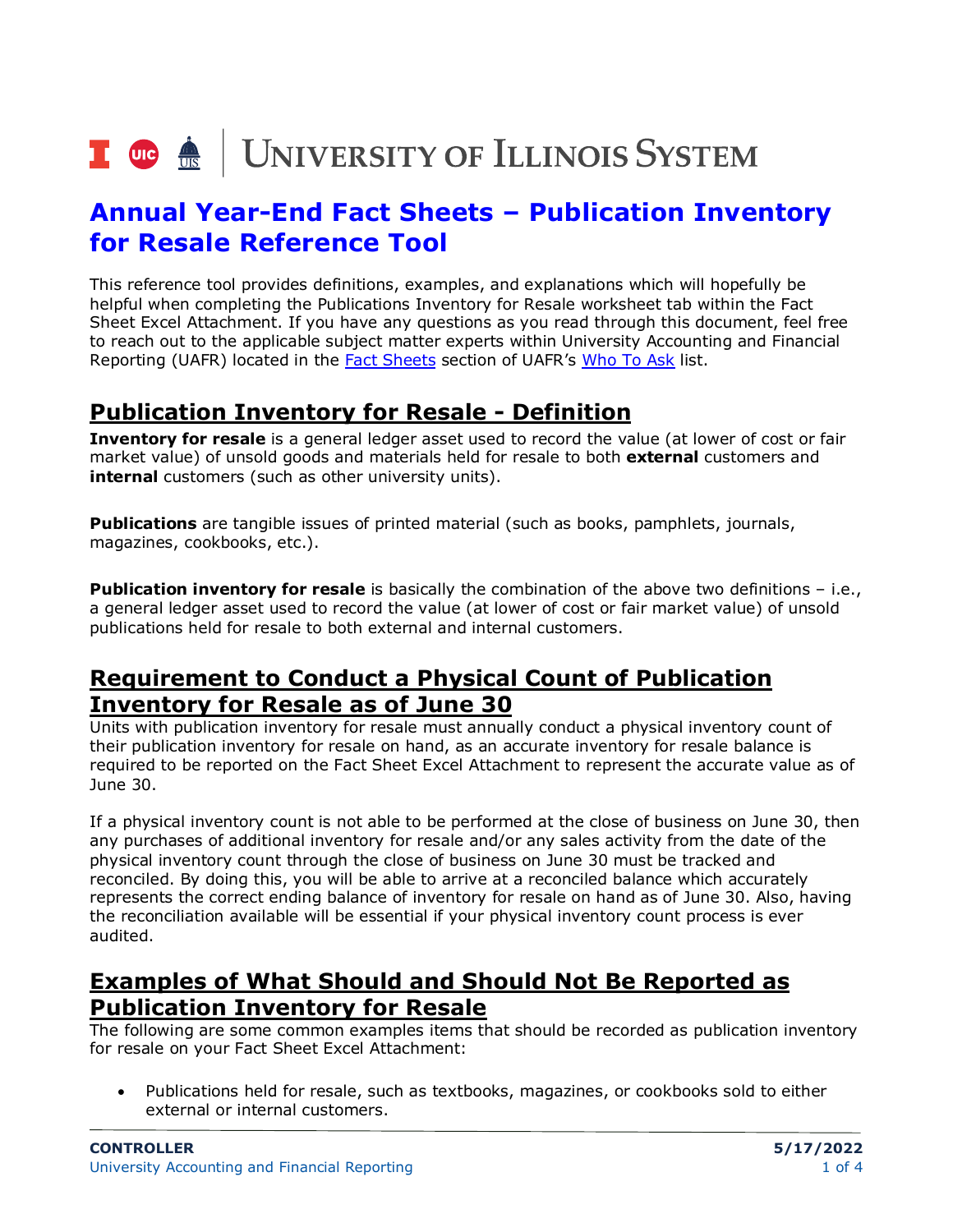# Annual Year-End Fact Sheets – Publication Inventory for Resale Reference Tool

This reference tool provides definitions, examples, and explanations which will hopefully be helpful when completing the Publications Inventory for Resale worksheet tab within the Fact Sheet Excel Attachment. If you have any questions as you read through this document, feel free to reach out to the applicable subject matter experts within University Accounting and Financial Reporting (UAFR) located in the Fact Sheets section of UAFR's Who To Ask list.

## Publication Inventory for Resale - Definition

**Inventory for resale** is a general ledger asset used to record the value (at lower of cost or fair market value) of unsold goods and materials held for resale to both **external** customers and **internal** customers (such as other university units).

**Publications** are tangible issues of printed material (such as books, pamphlets, journals, magazines, cookbooks, etc.).

**Publication inventory for resale** is basically the combination of the above two definitions – i.e., a general ledger asset used to record the value (at lower of cost or fair market value) of unsold publications held for resale to both external and internal customers.

## Requirement to Conduct a Physical Count of Publication Inventory for Resale as of June 30

Units with publication inventory for resale must annually conduct a physical inventory count of their publication inventory for resale on hand, as an accurate inventory for resale balance is required to be reported on the Fact Sheet Excel Attachment to represent the accurate value as of June 30.

If a physical inventory count is not able to be performed at the close of business on June 30, then any purchases of additional inventory for resale and/or any sales activity from the date of the physical inventory count through the close of business on June 30 must be tracked and reconciled. By doing this, you will be able to arrive at a reconciled balance which accurately represents the correct ending balance of inventory for resale on hand as of June 30. Also, having the reconciliation available will be essential if your physical inventory count process is ever audited.

## Examples of What Should and Should Not Be Reported as Publication Inventory for Resale

The following are some common examples items that should be recorded as publication inventory for resale on your Fact Sheet Excel Attachment:

- Publications held for resale, such as textbooks, magazines, or cookbooks sold to either external or internal customers.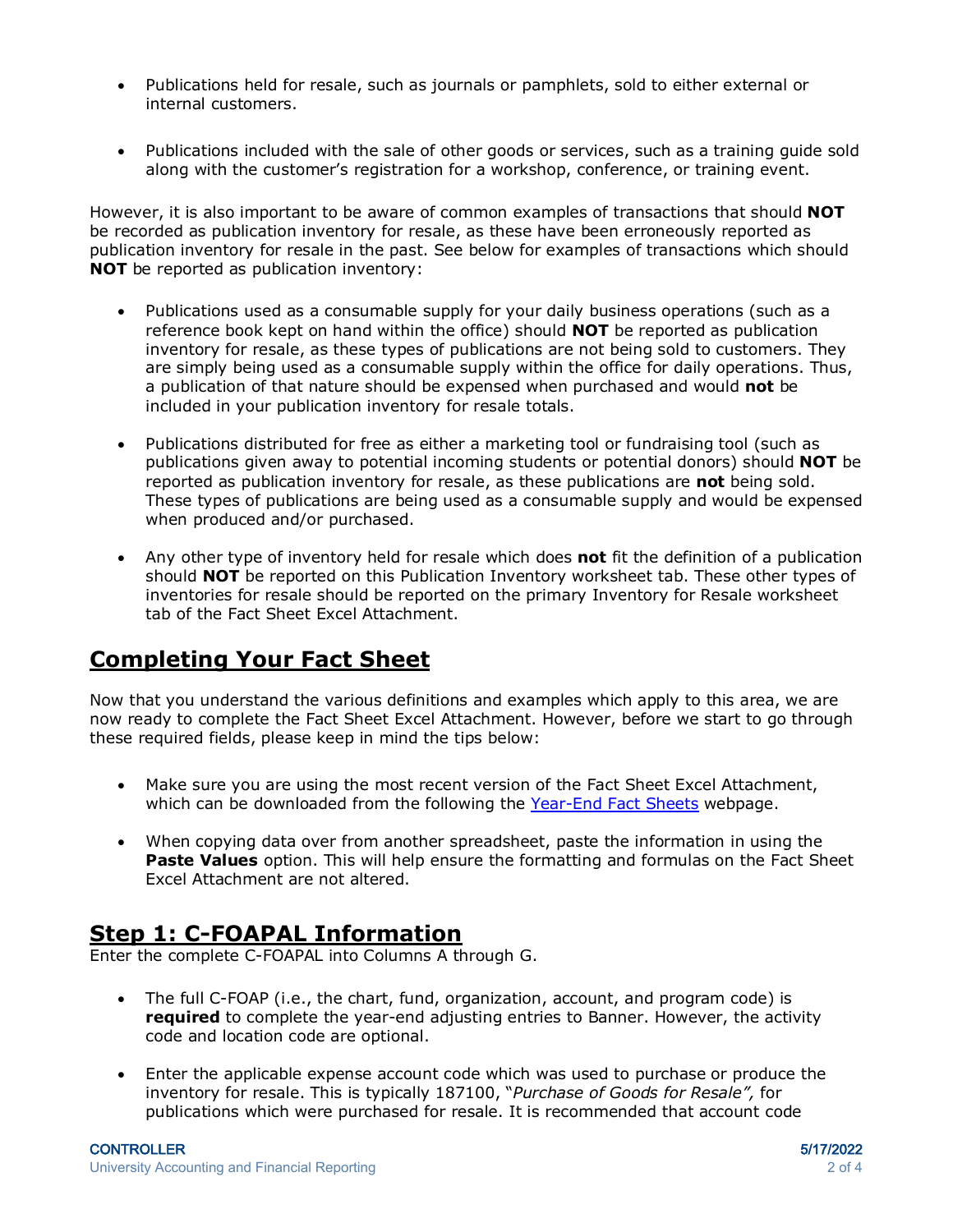- Publications held for resale, such as journals or pamphlets, sold to either external or internal customers.

- Publications included with the sale of other goods or services, such as a training guide sold along with the customer's registration for a workshop, conference, or training event.

However, it is also important to be aware of common examples of transactions that should **NOT** be recorded as publication inventory for resale, as these have been erroneously reported as publication inventory for resale in the past. See below for examples of transactions which should **NOT** be reported as publication inventory:

- Publications used as a consumable supply for your daily business operations (such as a reference book kept on hand within the office) should **NOT** be reported as publication inventory for resale, as these types of publications are not being sold to customers. They are simply being used as a consumable supply within the office for daily operations. Thus, a publication of that nature should be expensed when purchased and would **not** be included in your publication inventory for resale totals.

- Publications distributed for free as either a marketing tool or fundraising tool (such as publications given away to potential incoming students or potential donors) should **NOT** be reported as publication inventory for resale, as these publications are **not** being sold. These types of publications are being used as a consumable supply and would be expensed when produced and/or purchased.

- Any other type of inventory held for resale which does **not** fit the definition of a publication should **NOT** be reported on this Publication Inventory worksheet tab. These other types of inventories for resale should be reported on the primary Inventory for Resale worksheet tab of the Fact Sheet Excel Attachment.

## Completing Your Fact Sheet

Now that you understand the various definitions and examples which apply to this area, we are now ready to complete the Fact Sheet Excel Attachment. However, before we start to go through these required fields, please keep in mind the tips below:

- Make sure you are using the most recent version of the Fact Sheet Excel Attachment, which can be downloaded from the following the Year-End Fact Sheets webpage.

- When copying data over from another spreadsheet, paste the information in using the **Paste Values** option. This will help ensure the formatting and formulas on the Fact Sheet Excel Attachment are not altered.

## Step 1: C-FOAPAL Information

Enter the complete C-FOAPAL into Columns A through G.

- The full C-FOAP (i.e., the chart, fund, organization, account, and program code) is **required** to complete the year-end adjusting entries to Banner. However, the activity code and location code are optional.

- Enter the applicable expense account code which was used to purchase or produce the inventory for resale. This is typically 187100, "*Purchase of Goods for Resale",* for publications which were purchased for resale. It is recommended that account code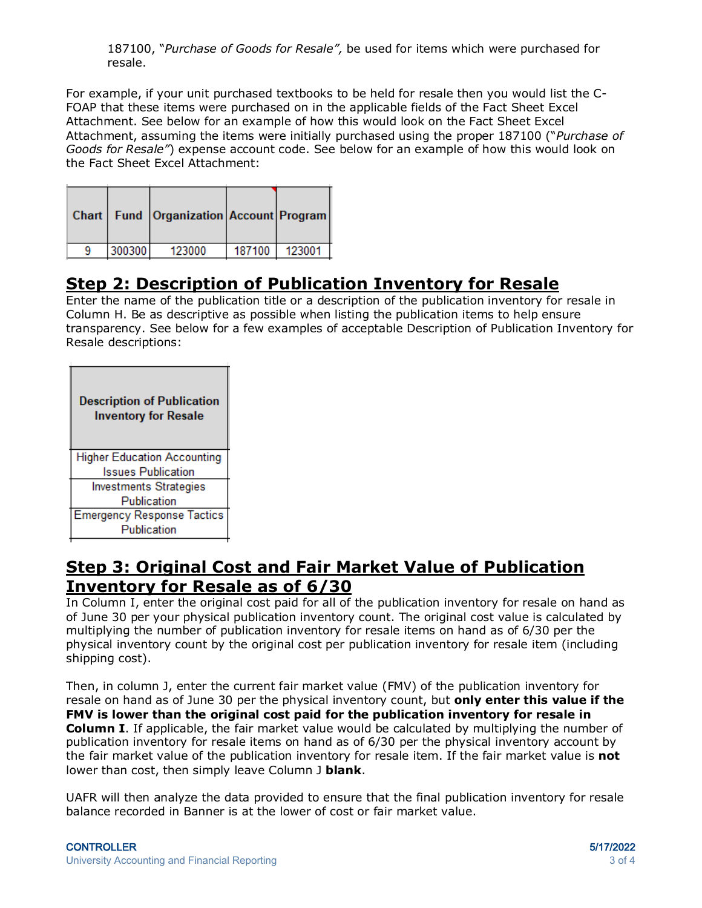187100, "*Purchase of Goods for Resale",* be used for items which were purchased for resale.

For example, if your unit purchased textbooks to be held for resale then you would list the C-FOAP that these items were purchased on in the applicable fields of the Fact Sheet Excel Attachment. See below for an example of how this would look on the Fact Sheet Excel Attachment, assuming the items were initially purchased using the proper 187100 ("*Purchase of Goods for Resale"*) expense account code. See below for an example of how this would look on the Fact Sheet Excel Attachment:

| Chart | Fund | Organization | Account | Program |
|---|---|---|---|---|
| 9 | 300300 | 123000 | 187100 | 123001 |

## Step 2: Description of Publication Inventory for Resale

Enter the name of the publication title or a description of the publication inventory for resale in Column H. Be as descriptive as possible when listing the publication items to help ensure transparency. See below for a few examples of acceptable Description of Publication Inventory for Resale descriptions:

| Description of Publication Inventory for Resale |
|---|
| Higher Education Accounting Issues Publication |
| Investments Strategies Publication |
| Emergency Response Tactics Publication |

## Step 3: Original Cost and Fair Market Value of Publication Inventory for Resale as of 6/30

In Column I, enter the original cost paid for all of the publication inventory for resale on hand as of June 30 per your physical publication inventory count. The original cost value is calculated by multiplying the number of publication inventory for resale items on hand as of 6/30 per the physical inventory count by the original cost per publication inventory for resale item (including shipping cost).

Then, in column J, enter the current fair market value (FMV) of the publication inventory for resale on hand as of June 30 per the physical inventory count, but **only enter this value if the FMV is lower than the original cost paid for the publication inventory for resale in Column I**. If applicable, the fair market value would be calculated by multiplying the number of publication inventory for resale items on hand as of 6/30 per the physical inventory account by the fair market value of the publication inventory for resale item. If the fair market value is **not** lower than cost, then simply leave Column J **blank**.

UAFR will then analyze the data provided to ensure that the final publication inventory for resale balance recorded in Banner is at the lower of cost or fair market value.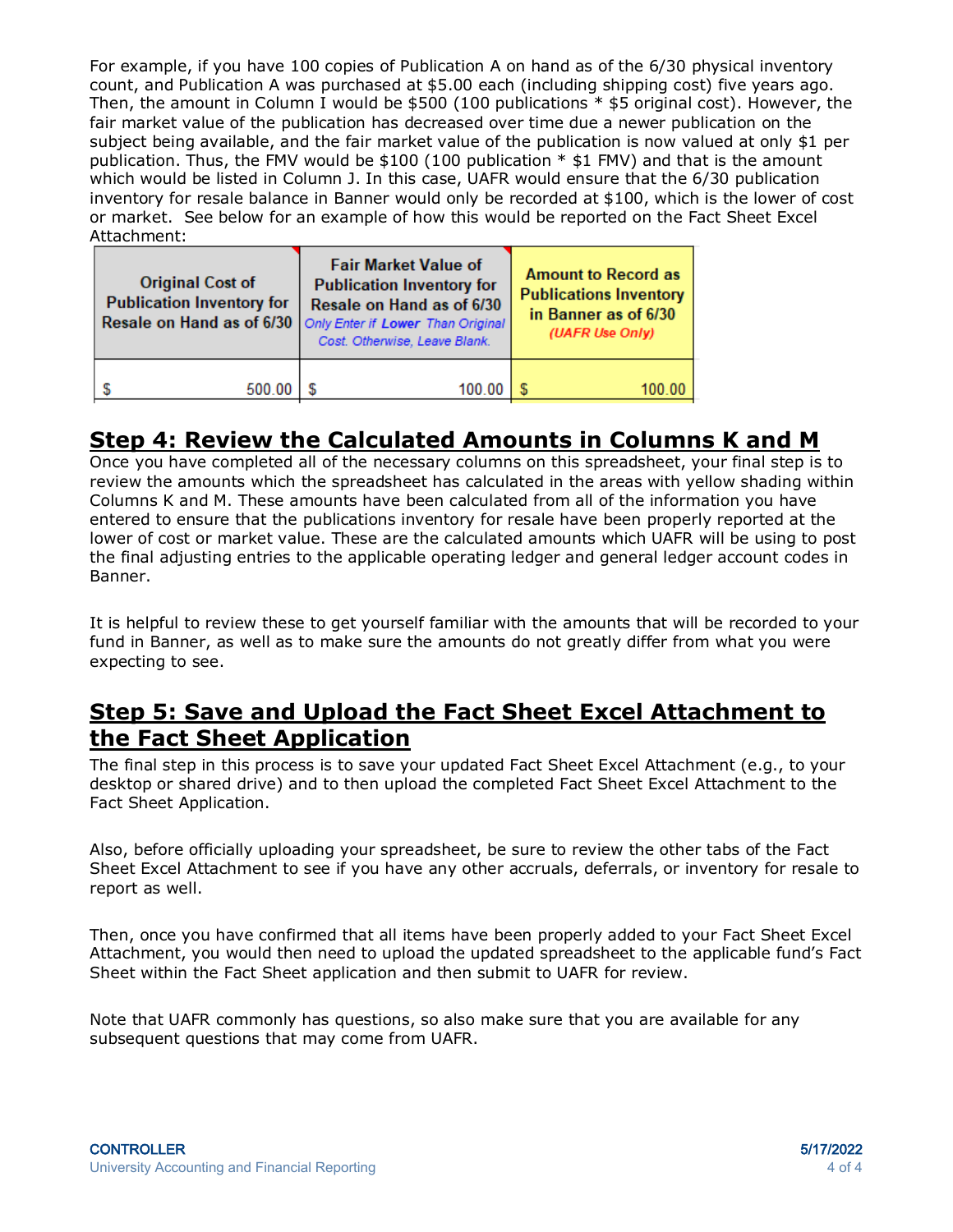For example, if you have 100 copies of Publication A on hand as of the 6/30 physical inventory count, and Publication A was purchased at $5.00 each (including shipping cost) five years ago. Then, the amount in Column I would be $500 (100 publications * $5 original cost). However, the fair market value of the publication has decreased over time due a newer publication on the subject being available, and the fair market value of the publication is now valued at only $1 per publication. Thus, the FMV would be $100 (100 publication * $1 FMV) and that is the amount which would be listed in Column J. In this case, UAFR would ensure that the 6/30 publication inventory for resale balance in Banner would only be recorded at $100, which is the lower of cost or market. See below for an example of how this would be reported on the Fact Sheet Excel Attachment:

| Original Cost of Publication Inventory for Resale on Hand as of 6/30 | Fair Market Value of Publication Inventory for Resale on Hand as of 6/30 *Only Enter if **Lower** Than Original Cost. Otherwise, Leave Blank.* | Amount to Record as Publications Inventory in Banner as of 6/30 *(UAFR Use Only)* |
|---|---|---|
| $ 500.00 | $ 100.00 | $ 100.00 |

## Step 4: Review the Calculated Amounts in Columns K and M

Once you have completed all of the necessary columns on this spreadsheet, your final step is to review the amounts which the spreadsheet has calculated in the areas with yellow shading within Columns K and M. These amounts have been calculated from all of the information you have entered to ensure that the publications inventory for resale have been properly reported at the lower of cost or market value. These are the calculated amounts which UAFR will be using to post the final adjusting entries to the applicable operating ledger and general ledger account codes in Banner.

It is helpful to review these to get yourself familiar with the amounts that will be recorded to your fund in Banner, as well as to make sure the amounts do not greatly differ from what you were expecting to see.

## Step 5: Save and Upload the Fact Sheet Excel Attachment to the Fact Sheet Application

The final step in this process is to save your updated Fact Sheet Excel Attachment (e.g., to your desktop or shared drive) and to then upload the completed Fact Sheet Excel Attachment to the Fact Sheet Application.

Also, before officially uploading your spreadsheet, be sure to review the other tabs of the Fact Sheet Excel Attachment to see if you have any other accruals, deferrals, or inventory for resale to report as well.

Then, once you have confirmed that all items have been properly added to your Fact Sheet Excel Attachment, you would then need to upload the updated spreadsheet to the applicable fund's Fact Sheet within the Fact Sheet application and then submit to UAFR for review.

Note that UAFR commonly has questions, so also make sure that you are available for any subsequent questions that may come from UAFR.